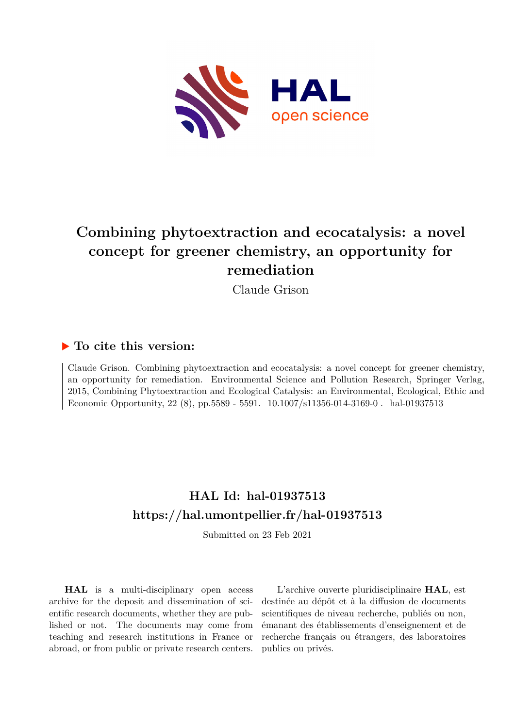# Combining phytoextraction and ecocatalysis: a novel concept for greener chemistry, an opportunity for remediation

Claude Grison

## ▶ To cite this version:

Claude Grison. Combining phytoextraction and ecocatalysis: a novel concept for greener chemistry, an opportunity for remediation. Environmental Science and Pollution Research, Springer Verlag, 2015, Combining Phytoextraction and Ecological Catalysis: an Environmental, Ecological, Ethic and Economic Opportunity, 22 (8), pp.5589 - 5591. 10.1007/s11356-014-3169-0 . hal-01937513

## HAL Id: hal-01937513
## https://hal.umontpellier.fr/hal-01937513

Submitted on 23 Feb 2021

**HAL** is a multi-disciplinary open access archive for the deposit and dissemination of scientific research documents, whether they are published or not. The documents may come from teaching and research institutions in France or abroad, or from public or private research centers.

L'archive ouverte pluridisciplinaire **HAL**, est destinée au dépôt et à la diffusion de documents scientifiques de niveau recherche, publiés ou non, émanant des établissements d'enseignement et de recherche français ou étrangers, des laboratoires publics ou privés.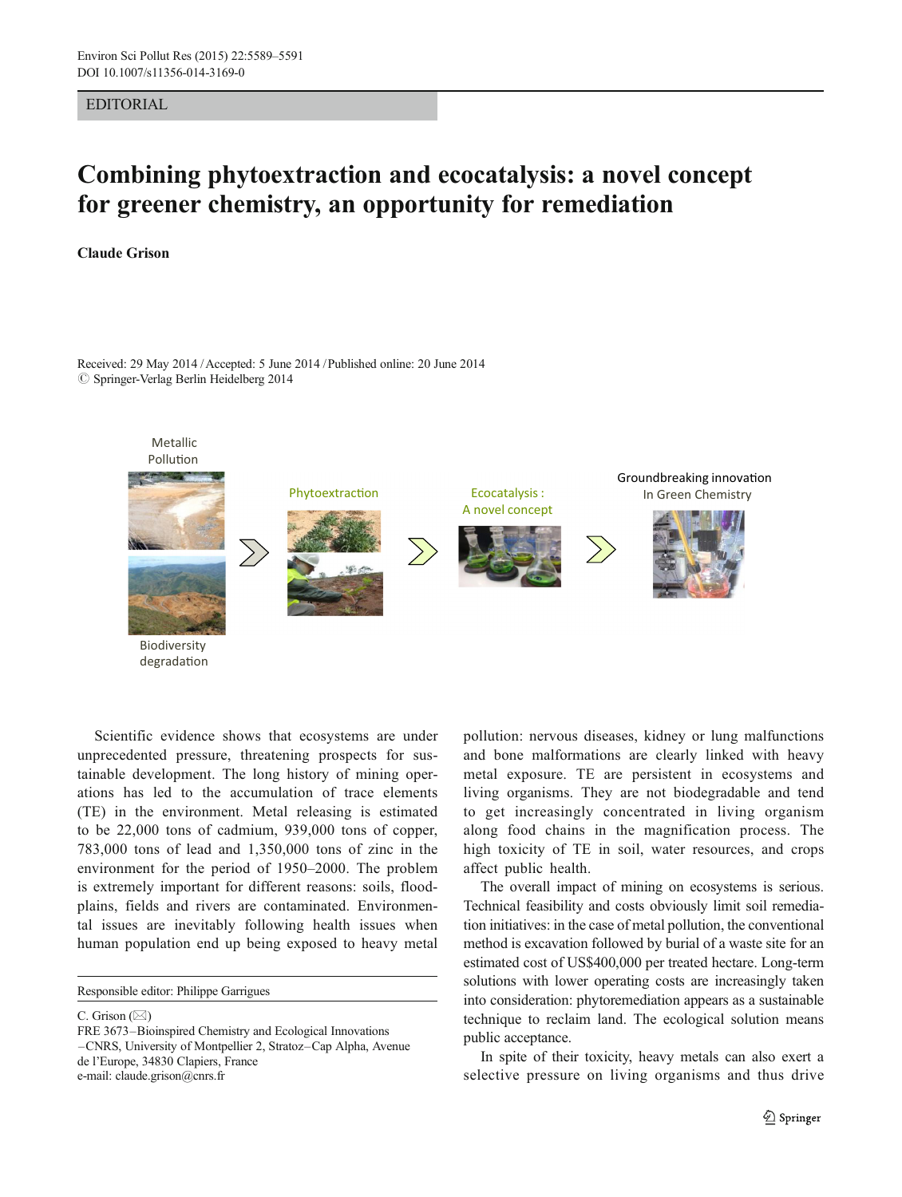EDITORIAL

# Combining phytoextraction and ecocatalysis: a novel concept for greener chemistry, an opportunity for remediation

**Claude Grison**

Received: 29 May 2014 / Accepted: 5 June 2014 / Published online: 20 June 2014
© Springer-Verlag Berlin Heidelberg 2014

Metallic Pollution

Biodiversity degradation

Phytoextraction

Ecocatalysis : A novel concept

Groundbreaking innovation In Green Chemistry

Scientific evidence shows that ecosystems are under unprecedented pressure, threatening prospects for sustainable development. The long history of mining operations has led to the accumulation of trace elements (TE) in the environment. Metal releasing is estimated to be 22,000 tons of cadmium, 939,000 tons of copper, 783,000 tons of lead and 1,350,000 tons of zinc in the environment for the period of 1950–2000. The problem is extremely important for different reasons: soils, floodplains, fields and rivers are contaminated. Environmental issues are inevitably following health issues when human population end up being exposed to heavy metal pollution: nervous diseases, kidney or lung malfunctions and bone malformations are clearly linked with heavy metal exposure. TE are persistent in ecosystems and living organisms. They are not biodegradable and tend to get increasingly concentrated in living organism along food chains in the magnification process. The high toxicity of TE in soil, water resources, and crops affect public health.

The overall impact of mining on ecosystems is serious. Technical feasibility and costs obviously limit soil remediation initiatives: in the case of metal pollution, the conventional method is excavation followed by burial of a waste site for an estimated cost of US$400,000 per treated hectare. Long-term solutions with lower operating costs are increasingly taken into consideration: phytoremediation appears as a sustainable technique to reclaim land. The ecological solution means public acceptance.

In spite of their toxicity, heavy metals can also exert a selective pressure on living organisms and thus drive

Responsible editor: Philippe Garrigues

C. Grison (✉)
FRE 3673–Bioinspired Chemistry and Ecological Innovations –CNRS, University of Montpellier 2, Stratoz–Cap Alpha, Avenue de l'Europe, 34830 Clapiers, France
e-mail: claude.grison@cnrs.fr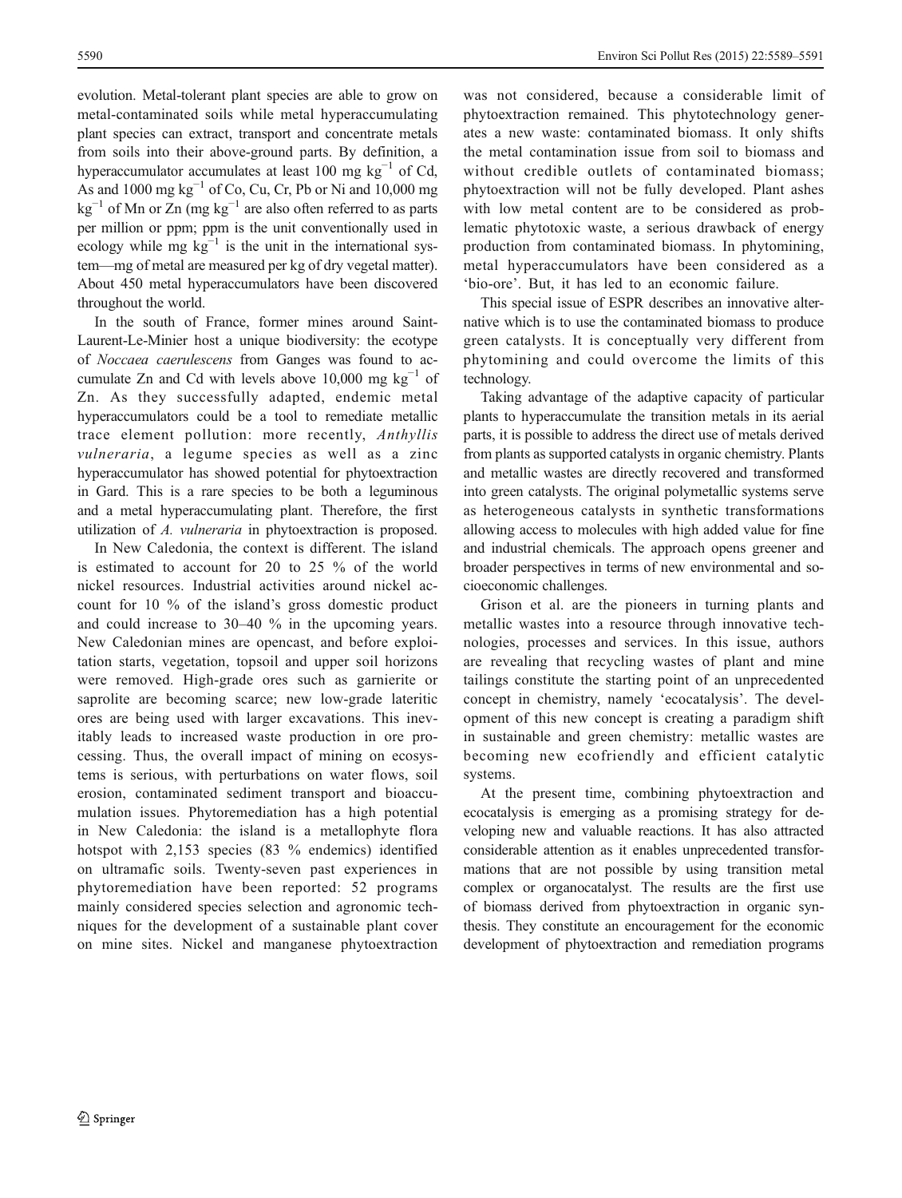evolution. Metal-tolerant plant species are able to grow on metal-contaminated soils while metal hyperaccumulating plant species can extract, transport and concentrate metals from soils into their above-ground parts. By definition, a hyperaccumulator accumulates at least 100 mg $kg^{-1}$ of Cd, As and 1000 mg $kg^{-1}$ of Co, Cu, Cr, Pb or Ni and 10,000 mg $kg^{-1}$ of Mn or Zn (mg $kg^{-1}$ are also often referred to as parts per million or ppm; ppm is the unit conventionally used in ecology while mg $kg^{-1}$ is the unit in the international system—mg of metal are measured per kg of dry vegetal matter). About 450 metal hyperaccumulators have been discovered throughout the world.

In the south of France, former mines around Saint-Laurent-Le-Minier host a unique biodiversity: the ecotype of *Noccaea caerulescens* from Ganges was found to accumulate Zn and Cd with levels above 10,000 mg $kg^{-1}$ of Zn. As they successfully adapted, endemic metal hyperaccumulators could be a tool to remediate metallic trace element pollution: more recently, *Anthyllis vulneraria*, a legume species as well as a zinc hyperaccumulator has showed potential for phytoextraction in Gard. This is a rare species to be both a leguminous and a metal hyperaccumulating plant. Therefore, the first utilization of *A. vulneraria* in phytoextraction is proposed.

In New Caledonia, the context is different. The island is estimated to account for 20 to 25 % of the world nickel resources. Industrial activities around nickel account for 10 % of the island's gross domestic product and could increase to 30–40 % in the upcoming years. New Caledonian mines are opencast, and before exploitation starts, vegetation, topsoil and upper soil horizons were removed. High-grade ores such as garnierite or saprolite are becoming scarce; new low-grade lateritic ores are being used with larger excavations. This inevitably leads to increased waste production in ore processing. Thus, the overall impact of mining on ecosystems is serious, with perturbations on water flows, soil erosion, contaminated sediment transport and bioaccumulation issues. Phytoremediation has a high potential in New Caledonia: the island is a metallophyte flora hotspot with 2,153 species (83 % endemics) identified on ultramafic soils. Twenty-seven past experiences in phytoremediation have been reported: 52 programs mainly considered species selection and agronomic techniques for the development of a sustainable plant cover on mine sites. Nickel and manganese phytoextraction was not considered, because a considerable limit of phytoextraction remained. This phytotechnology generates a new waste: contaminated biomass. It only shifts the metal contamination issue from soil to biomass and without credible outlets of contaminated biomass; phytoextraction will not be fully developed. Plant ashes with low metal content are to be considered as problematic phytotoxic waste, a serious drawback of energy production from contaminated biomass. In phytomining, metal hyperaccumulators have been considered as a 'bio-ore'. But, it has led to an economic failure.

This special issue of ESPR describes an innovative alternative which is to use the contaminated biomass to produce green catalysts. It is conceptually very different from phytomining and could overcome the limits of this technology.

Taking advantage of the adaptive capacity of particular plants to hyperaccumulate the transition metals in its aerial parts, it is possible to address the direct use of metals derived from plants as supported catalysts in organic chemistry. Plants and metallic wastes are directly recovered and transformed into green catalysts. The original polymetallic systems serve as heterogeneous catalysts in synthetic transformations allowing access to molecules with high added value for fine and industrial chemicals. The approach opens greener and broader perspectives in terms of new environmental and socioeconomic challenges.

Grison et al. are the pioneers in turning plants and metallic wastes into a resource through innovative technologies, processes and services. In this issue, authors are revealing that recycling wastes of plant and mine tailings constitute the starting point of an unprecedented concept in chemistry, namely 'ecocatalysis'. The development of this new concept is creating a paradigm shift in sustainable and green chemistry: metallic wastes are becoming new ecofriendly and efficient catalytic systems.

At the present time, combining phytoextraction and ecocatalysis is emerging as a promising strategy for developing new and valuable reactions. It has also attracted considerable attention as it enables unprecedented transformations that are not possible by using transition metal complex or organocatalyst. The results are the first use of biomass derived from phytoextraction in organic synthesis. They constitute an encouragement for the economic development of phytoextraction and remediation programs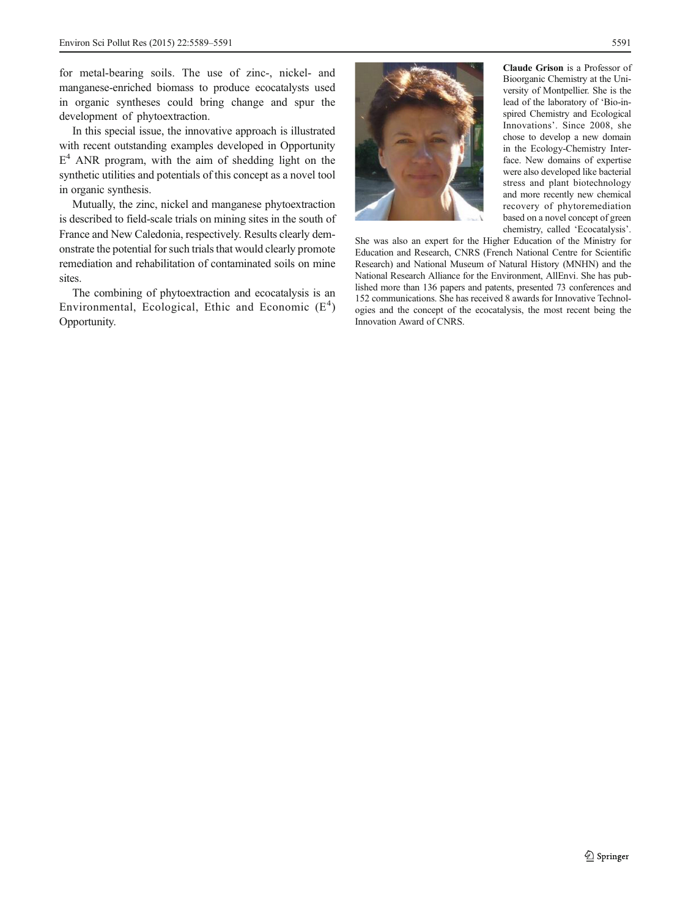for metal-bearing soils. The use of zinc-, nickel- and manganese-enriched biomass to produce ecocatalysts used in organic syntheses could bring change and spur the development of phytoextraction.

In this special issue, the innovative approach is illustrated with recent outstanding examples developed in Opportunity $E^4$ ANR program, with the aim of shedding light on the synthetic utilities and potentials of this concept as a novel tool in organic synthesis.

Mutually, the zinc, nickel and manganese phytoextraction is described to field-scale trials on mining sites in the south of France and New Caledonia, respectively. Results clearly demonstrate the potential for such trials that would clearly promote remediation and rehabilitation of contaminated soils on mine sites.

The combining of phytoextraction and ecocatalysis is an Environmental, Ecological, Ethic and Economic ($E^4$) Opportunity.

**Claude Grison** is a Professor of Bioorganic Chemistry at the University of Montpellier. She is the lead of the laboratory of 'Bio-inspired Chemistry and Ecological Innovations'. Since 2008, she chose to develop a new domain in the Ecology-Chemistry Interface. New domains of expertise were also developed like bacterial stress and plant biotechnology and more recently new chemical recovery of phytoremediation based on a novel concept of green chemistry, called 'Ecocatalysis'. She was also an expert for the Higher Education of the Ministry for Education and Research, CNRS (French National Centre for Scientific Research) and National Museum of Natural History (MNHN) and the National Research Alliance for the Environment, AllEnvi. She has published more than 136 papers and patents, presented 73 conferences and 152 communications. She has received 8 awards for Innovative Technologies and the concept of the ecocatalysis, the most recent being the Innovation Award of CNRS.